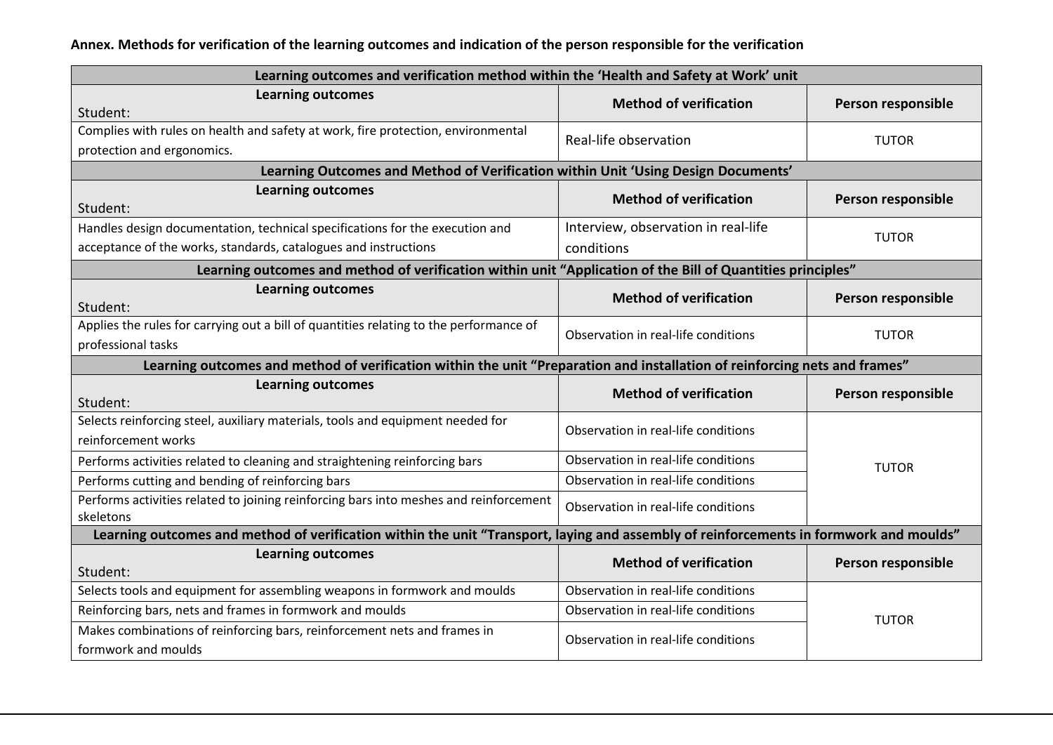**Annex. Methods for verification of the learning outcomes and indication of the person responsible for the verification**

| Learning outcomes and verification method within the 'Health and Safety at Work' unit | | |
|---|---|---|
| **Learning outcomes**<br>Student: | **Method of verification** | **Person responsible** |
| Complies with rules on health and safety at work, fire protection, environmental protection and ergonomics. | Real-life observation | TUTOR |
| **Learning Outcomes and Method of Verification within Unit 'Using Design Documents'** | | |
| **Learning outcomes**<br>Student: | **Method of verification** | **Person responsible** |
| Handles design documentation, technical specifications for the execution and acceptance of the works, standards, catalogues and instructions | Interview, observation in real-life conditions | TUTOR |
| **Learning outcomes and method of verification within unit "Application of the Bill of Quantities principles"** | | |
| **Learning outcomes**<br>Student: | **Method of verification** | **Person responsible** |
| Applies the rules for carrying out a bill of quantities relating to the performance of professional tasks | Observation in real-life conditions | TUTOR |
| **Learning outcomes and method of verification within the unit "Preparation and installation of reinforcing nets and frames"** | | |
| **Learning outcomes**<br>Student: | **Method of verification** | **Person responsible** |
| Selects reinforcing steel, auxiliary materials, tools and equipment needed for reinforcement works | Observation in real-life conditions | TUTOR |
| Performs activities related to cleaning and straightening reinforcing bars | Observation in real-life conditions | |
| Performs cutting and bending of reinforcing bars | Observation in real-life conditions | |
| Performs activities related to joining reinforcing bars into meshes and reinforcement skeletons | Observation in real-life conditions | |
| **Learning outcomes and method of verification within the unit "Transport, laying and assembly of reinforcements in formwork and moulds"** | | |
| **Learning outcomes**<br>Student: | **Method of verification** | **Person responsible** |
| Selects tools and equipment for assembling weapons in formwork and moulds | Observation in real-life conditions | TUTOR |
| Reinforcing bars, nets and frames in formwork and moulds | Observation in real-life conditions | |
| Makes combinations of reinforcing bars, reinforcement nets and frames in formwork and moulds | Observation in real-life conditions | |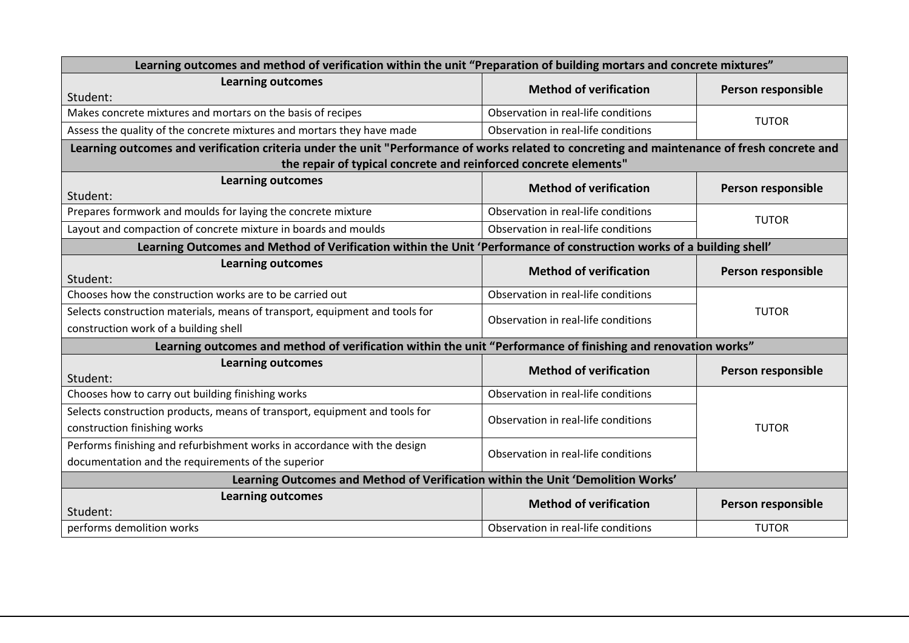| Learning outcomes and method of verification within the unit “Preparation of building mortars and concrete mixtures” | | |
|---|---|---|
| **Learning outcomes**<br>Student: | **Method of verification** | **Person responsible** |
| Makes concrete mixtures and mortars on the basis of recipes | Observation in real-life conditions | TUTOR |
| Assess the quality of the concrete mixtures and mortars they have made | Observation in real-life conditions | |
| **Learning outcomes and verification criteria under the unit "Performance of works related to concreting and maintenance of fresh concrete and the repair of typical concrete and reinforced concrete elements"** | | |
| **Learning outcomes**<br>Student: | **Method of verification** | **Person responsible** |
| Prepares formwork and moulds for laying the concrete mixture | Observation in real-life conditions | TUTOR |
| Layout and compaction of concrete mixture in boards and moulds | Observation in real-life conditions | |
| **Learning Outcomes and Method of Verification within the Unit ‘Performance of construction works of a building shell’** | | |
| **Learning outcomes**<br>Student: | **Method of verification** | **Person responsible** |
| Chooses how the construction works are to be carried out | Observation in real-life conditions | TUTOR |
| Selects construction materials, means of transport, equipment and tools for construction work of a building shell | Observation in real-life conditions | |
| **Learning outcomes and method of verification within the unit “Performance of finishing and renovation works”** | | |
| **Learning outcomes**<br>Student: | **Method of verification** | **Person responsible** |
| Chooses how to carry out building finishing works | Observation in real-life conditions | TUTOR |
| Selects construction products, means of transport, equipment and tools for construction finishing works | Observation in real-life conditions | |
| Performs finishing and refurbishment works in accordance with the design documentation and the requirements of the superior | Observation in real-life conditions | |
| **Learning Outcomes and Method of Verification within the Unit ‘Demolition Works’** | | |
| **Learning outcomes**<br>Student: | **Method of verification** | **Person responsible** |
| performs demolition works | Observation in real-life conditions | TUTOR |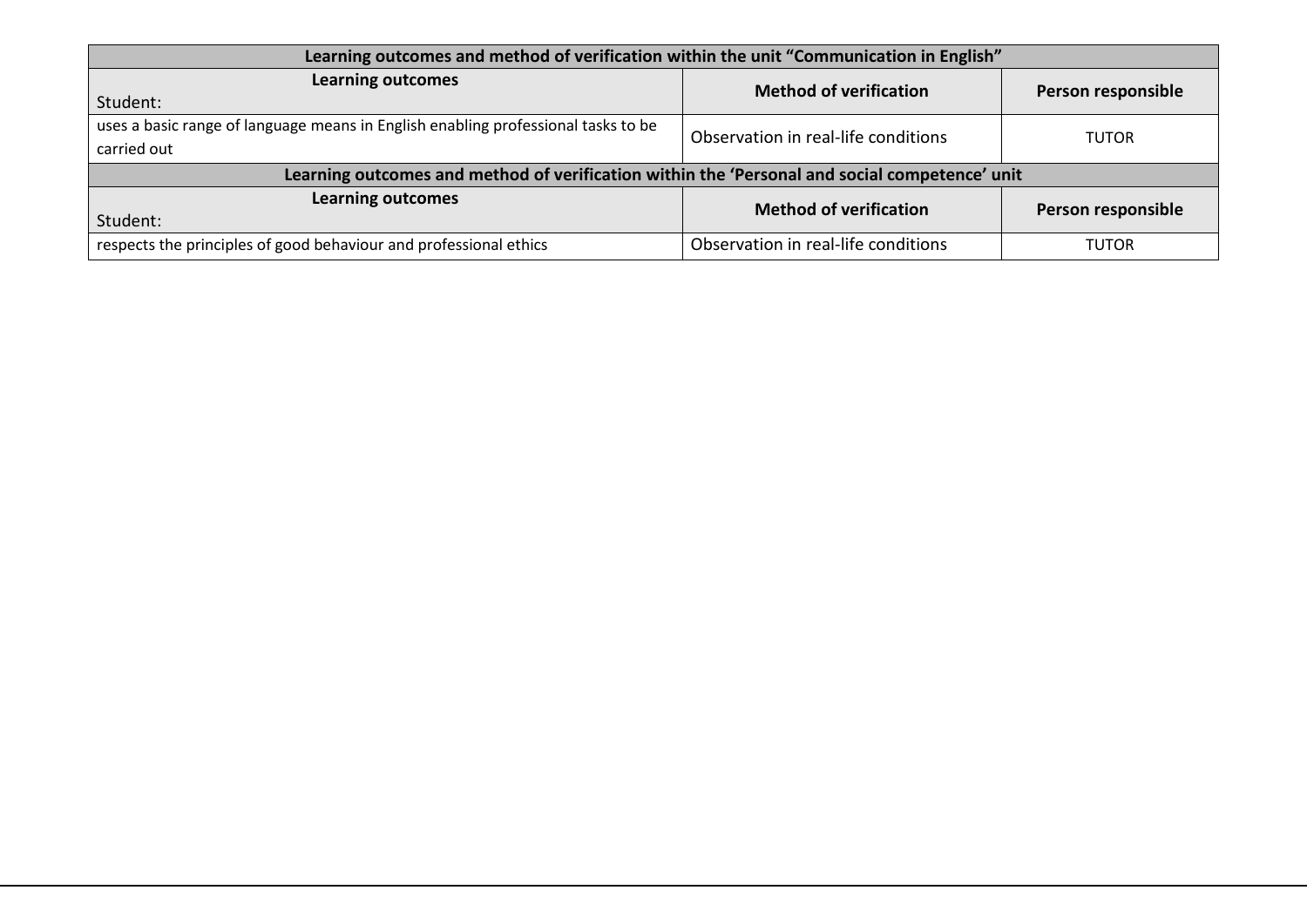| Learning outcomes and method of verification within the unit “Communication in English” | | |
|---|---|---|
| **Learning outcomes**<br>Student: | **Method of verification** | **Person responsible** |
| uses a basic range of language means in English enabling professional tasks to be carried out | Observation in real-life conditions | TUTOR |

| Learning outcomes and method of verification within the ‘Personal and social competence’ unit | | |
|---|---|---|
| **Learning outcomes**<br>Student: | **Method of verification** | **Person responsible** |
| respects the principles of good behaviour and professional ethics | Observation in real-life conditions | TUTOR |